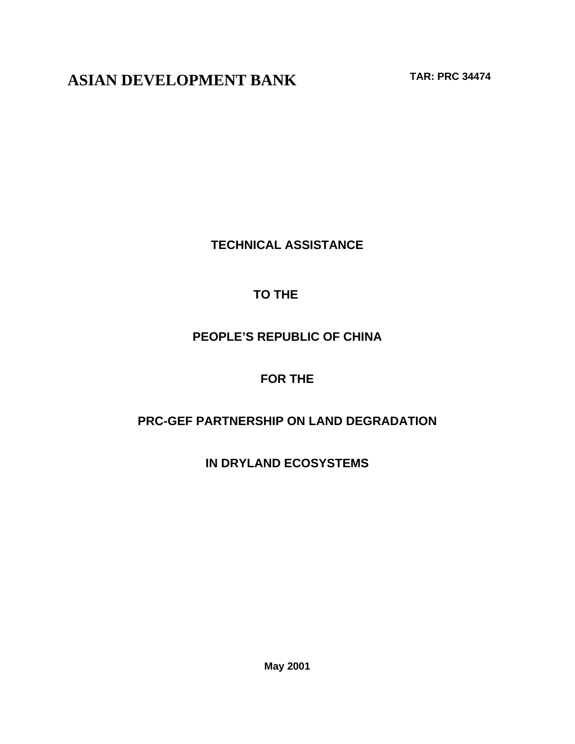# ASIAN DEVELOPMENT BANK

**TAR: PRC 34474**

**TECHNICAL ASSISTANCE**

**TO THE**

**PEOPLE'S REPUBLIC OF CHINA**

**FOR THE**

**PRC-GEF PARTNERSHIP ON LAND DEGRADATION**

**IN DRYLAND ECOSYSTEMS**

**May 2001**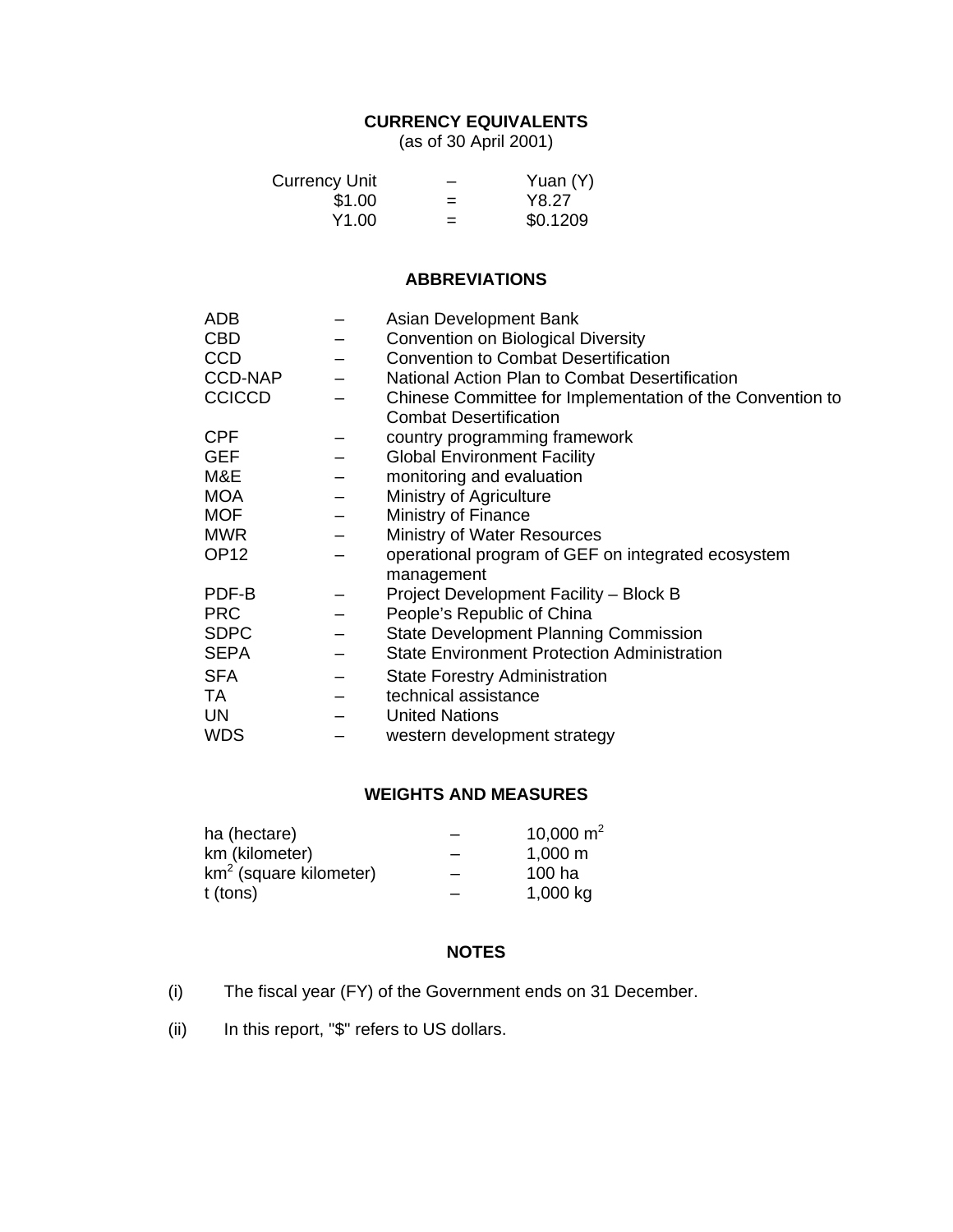## CURRENCY EQUIVALENTS

(as of 30 April 2001)

| Currency Unit | – | Yuan (Y) |
|---|---|---|
| $1.00 | = | Y8.27 |
| Y1.00 | = | $0.1209 |

## ABBREVIATIONS

| | | |
|---|---|---|
| ADB | – | Asian Development Bank |
| CBD | – | Convention on Biological Diversity |
| CCD | – | Convention to Combat Desertification |
| CCD-NAP | – | National Action Plan to Combat Desertification |
| CCICCD | – | Chinese Committee for Implementation of the Convention to Combat Desertification |
| CPF | – | country programming framework |
| GEF | – | Global Environment Facility |
| M&E | – | monitoring and evaluation |
| MOA | – | Ministry of Agriculture |
| MOF | – | Ministry of Finance |
| MWR | – | Ministry of Water Resources |
| OP12 | – | operational program of GEF on integrated ecosystem management |
| PDF-B | – | Project Development Facility – Block B |
| PRC | – | People's Republic of China |
| SDPC | – | State Development Planning Commission |
| SEPA | – | State Environment Protection Administration |
| SFA | – | State Forestry Administration |
| TA | – | technical assistance |
| UN | – | United Nations |
| WDS | – | western development strategy |

## WEIGHTS AND MEASURES

| | | |
|---|---|---|
| ha (hectare) | – | 10,000 $m^2$ |
| km (kilometer) | – | 1,000 m |
| $km^2$ (square kilometer) | – | 100 ha |
| t (tons) | – | 1,000 kg |

## NOTES

(i) The fiscal year (FY) of the Government ends on 31 December.

(ii) In this report, "$" refers to US dollars.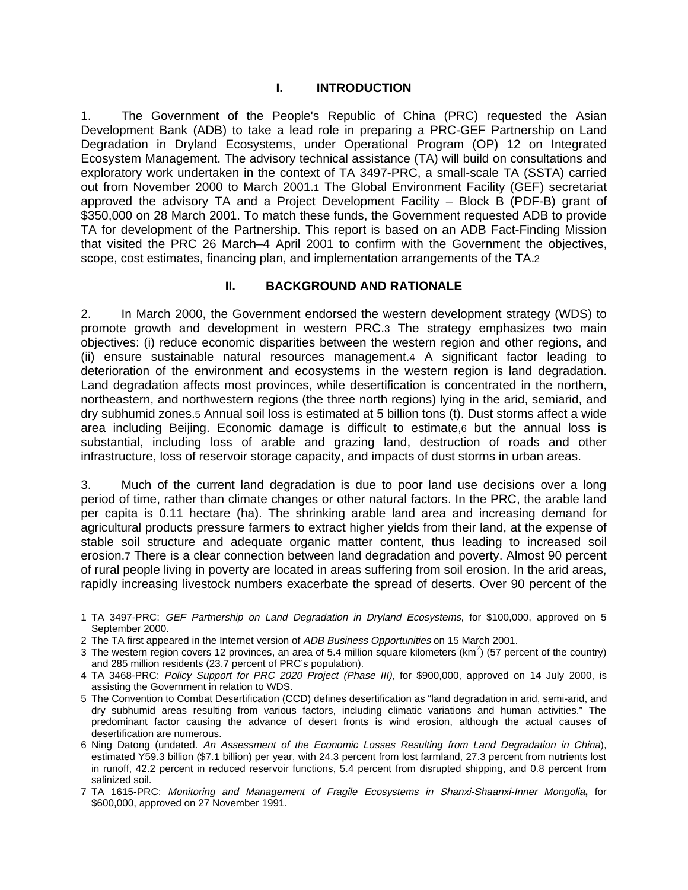# I. INTRODUCTION

1. The Government of the People's Republic of China (PRC) requested the Asian Development Bank (ADB) to take a lead role in preparing a PRC-GEF Partnership on Land Degradation in Dryland Ecosystems, under Operational Program (OP) 12 on Integrated Ecosystem Management. The advisory technical assistance (TA) will build on consultations and exploratory work undertaken in the context of TA 3497-PRC, a small-scale TA (SSTA) carried out from November 2000 to March 2001.[1] The Global Environment Facility (GEF) secretariat approved the advisory TA and a Project Development Facility – Block B (PDF-B) grant of \$350,000 on 28 March 2001. To match these funds, the Government requested ADB to provide TA for development of the Partnership. This report is based on an ADB Fact-Finding Mission that visited the PRC 26 March–4 April 2001 to confirm with the Government the objectives, scope, cost estimates, financing plan, and implementation arrangements of the TA.[2]

# II. BACKGROUND AND RATIONALE

2. In March 2000, the Government endorsed the western development strategy (WDS) to promote growth and development in western PRC.[3] The strategy emphasizes two main objectives: (i) reduce economic disparities between the western region and other regions, and (ii) ensure sustainable natural resources management.[4] A significant factor leading to deterioration of the environment and ecosystems in the western region is land degradation. Land degradation affects most provinces, while desertification is concentrated in the northern, northeastern, and northwestern regions (the three north regions) lying in the arid, semiarid, and dry subhumid zones.[5] Annual soil loss is estimated at 5 billion tons (t). Dust storms affect a wide area including Beijing. Economic damage is difficult to estimate,[6] but the annual loss is substantial, including loss of arable and grazing land, destruction of roads and other infrastructure, loss of reservoir storage capacity, and impacts of dust storms in urban areas.

3. Much of the current land degradation is due to poor land use decisions over a long period of time, rather than climate changes or other natural factors. In the PRC, the arable land per capita is 0.11 hectare (ha). The shrinking arable land area and increasing demand for agricultural products pressure farmers to extract higher yields from their land, at the expense of stable soil structure and adequate organic matter content, thus leading to increased soil erosion.[7] There is a clear connection between land degradation and poverty. Almost 90 percent of rural people living in poverty are located in areas suffering from soil erosion. In the arid areas, rapidly increasing livestock numbers exacerbate the spread of deserts. Over 90 percent of the

---

1 TA 3497-PRC: *GEF Partnership on Land Degradation in Dryland Ecosystems*, for \$100,000, approved on 5 September 2000.

2 The TA first appeared in the Internet version of *ADB Business Opportunities* on 15 March 2001.

3 The western region covers 12 provinces, an area of 5.4 million square kilometers ($km^2$) (57 percent of the country) and 285 million residents (23.7 percent of PRC's population).

4 TA 3468-PRC: *Policy Support for PRC 2020 Project (Phase III)*, for \$900,000, approved on 14 July 2000, is assisting the Government in relation to WDS.

5 The Convention to Combat Desertification (CCD) defines desertification as "land degradation in arid, semi-arid, and dry subhumid areas resulting from various factors, including climatic variations and human activities." The predominant factor causing the advance of desert fronts is wind erosion, although the actual causes of desertification are numerous.

6 Ning Datong (undated. *An Assessment of the Economic Losses Resulting from Land Degradation in China*), estimated Y59.3 billion (\$7.1 billion) per year, with 24.3 percent from lost farmland, 27.3 percent from nutrients lost in runoff, 42.2 percent in reduced reservoir functions, 5.4 percent from disrupted shipping, and 0.8 percent from salinized soil.

7 TA 1615-PRC: *Monitoring and Management of Fragile Ecosystems in Shanxi-Shaanxi-Inner Mongolia***,** for \$600,000, approved on 27 November 1991.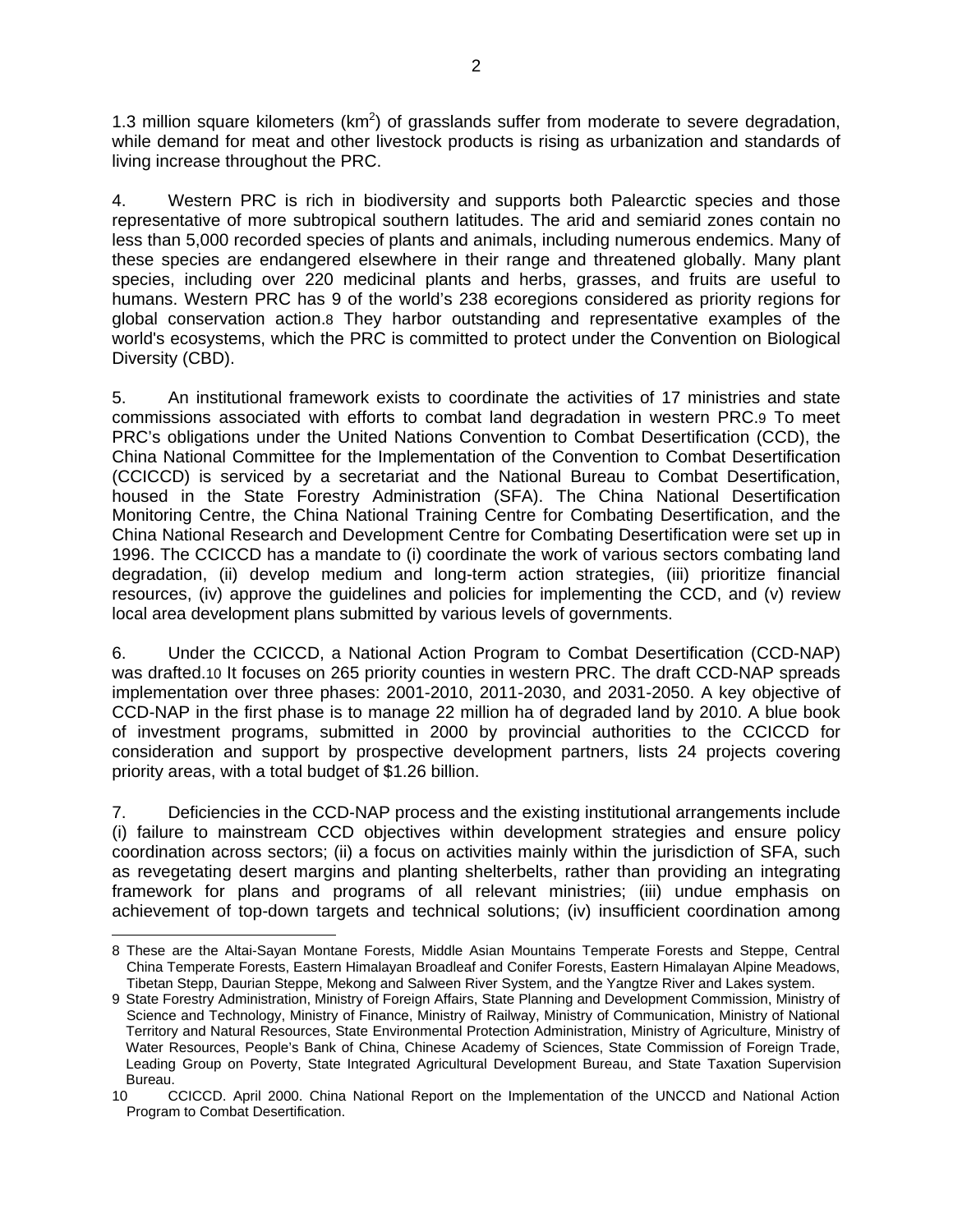1.3 million square kilometers ($km^2$) of grasslands suffer from moderate to severe degradation, while demand for meat and other livestock products is rising as urbanization and standards of living increase throughout the PRC.

4. Western PRC is rich in biodiversity and supports both Palearctic species and those representative of more subtropical southern latitudes. The arid and semiarid zones contain no less than 5,000 recorded species of plants and animals, including numerous endemics. Many of these species are endangered elsewhere in their range and threatened globally. Many plant species, including over 220 medicinal plants and herbs, grasses, and fruits are useful to humans. Western PRC has 9 of the world's 238 ecoregions considered as priority regions for global conservation action.[8] They harbor outstanding and representative examples of the world's ecosystems, which the PRC is committed to protect under the Convention on Biological Diversity (CBD).

5. An institutional framework exists to coordinate the activities of 17 ministries and state commissions associated with efforts to combat land degradation in western PRC.[9] To meet PRC's obligations under the United Nations Convention to Combat Desertification (CCD), the China National Committee for the Implementation of the Convention to Combat Desertification (CCICCD) is serviced by a secretariat and the National Bureau to Combat Desertification, housed in the State Forestry Administration (SFA). The China National Desertification Monitoring Centre, the China National Training Centre for Combating Desertification, and the China National Research and Development Centre for Combating Desertification were set up in 1996. The CCICCD has a mandate to (i) coordinate the work of various sectors combating land degradation, (ii) develop medium and long-term action strategies, (iii) prioritize financial resources, (iv) approve the guidelines and policies for implementing the CCD, and (v) review local area development plans submitted by various levels of governments.

6. Under the CCICCD, a National Action Program to Combat Desertification (CCD-NAP) was drafted.[10] It focuses on 265 priority counties in western PRC. The draft CCD-NAP spreads implementation over three phases: 2001-2010, 2011-2030, and 2031-2050. A key objective of CCD-NAP in the first phase is to manage 22 million ha of degraded land by 2010. A blue book of investment programs, submitted in 2000 by provincial authorities to the CCICCD for consideration and support by prospective development partners, lists 24 projects covering priority areas, with a total budget of $1.26 billion.

7. Deficiencies in the CCD-NAP process and the existing institutional arrangements include (i) failure to mainstream CCD objectives within development strategies and ensure policy coordination across sectors; (ii) a focus on activities mainly within the jurisdiction of SFA, such as revegetating desert margins and planting shelterbelts, rather than providing an integrating framework for plans and programs of all relevant ministries; (iii) undue emphasis on achievement of top-down targets and technical solutions; (iv) insufficient coordination among

---

8 These are the Altai-Sayan Montane Forests, Middle Asian Mountains Temperate Forests and Steppe, Central China Temperate Forests, Eastern Himalayan Broadleaf and Conifer Forests, Eastern Himalayan Alpine Meadows, Tibetan Stepp, Daurian Steppe, Mekong and Salween River System, and the Yangtze River and Lakes system.

9 State Forestry Administration, Ministry of Foreign Affairs, State Planning and Development Commission, Ministry of Science and Technology, Ministry of Finance, Ministry of Railway, Ministry of Communication, Ministry of National Territory and Natural Resources, State Environmental Protection Administration, Ministry of Agriculture, Ministry of Water Resources, People's Bank of China, Chinese Academy of Sciences, State Commission of Foreign Trade, Leading Group on Poverty, State Integrated Agricultural Development Bureau, and State Taxation Supervision Bureau.

10 CCICCD. April 2000. China National Report on the Implementation of the UNCCD and National Action Program to Combat Desertification.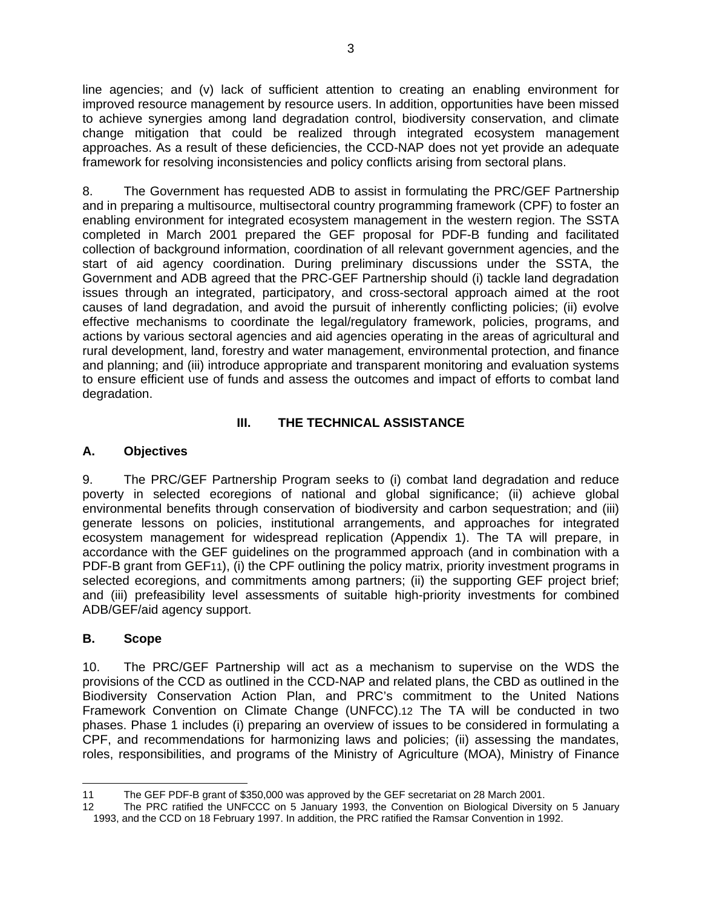line agencies; and (v) lack of sufficient attention to creating an enabling environment for improved resource management by resource users. In addition, opportunities have been missed to achieve synergies among land degradation control, biodiversity conservation, and climate change mitigation that could be realized through integrated ecosystem management approaches. As a result of these deficiencies, the CCD-NAP does not yet provide an adequate framework for resolving inconsistencies and policy conflicts arising from sectoral plans.

8. The Government has requested ADB to assist in formulating the PRC/GEF Partnership and in preparing a multisource, multisectoral country programming framework (CPF) to foster an enabling environment for integrated ecosystem management in the western region. The SSTA completed in March 2001 prepared the GEF proposal for PDF-B funding and facilitated collection of background information, coordination of all relevant government agencies, and the start of aid agency coordination. During preliminary discussions under the SSTA, the Government and ADB agreed that the PRC-GEF Partnership should (i) tackle land degradation issues through an integrated, participatory, and cross-sectoral approach aimed at the root causes of land degradation, and avoid the pursuit of inherently conflicting policies; (ii) evolve effective mechanisms to coordinate the legal/regulatory framework, policies, programs, and actions by various sectoral agencies and aid agencies operating in the areas of agricultural and rural development, land, forestry and water management, environmental protection, and finance and planning; and (iii) introduce appropriate and transparent monitoring and evaluation systems to ensure efficient use of funds and assess the outcomes and impact of efforts to combat land degradation.

## III. THE TECHNICAL ASSISTANCE

### A. Objectives

9. The PRC/GEF Partnership Program seeks to (i) combat land degradation and reduce poverty in selected ecoregions of national and global significance; (ii) achieve global environmental benefits through conservation of biodiversity and carbon sequestration; and (iii) generate lessons on policies, institutional arrangements, and approaches for integrated ecosystem management for widespread replication (Appendix 1). The TA will prepare, in accordance with the GEF guidelines on the programmed approach (and in combination with a PDF-B grant from GEF[11]), (i) the CPF outlining the policy matrix, priority investment programs in selected ecoregions, and commitments among partners; (ii) the supporting GEF project brief; and (iii) prefeasibility level assessments of suitable high-priority investments for combined ADB/GEF/aid agency support.

### B. Scope

10. The PRC/GEF Partnership will act as a mechanism to supervise on the WDS the provisions of the CCD as outlined in the CCD-NAP and related plans, the CBD as outlined in the Biodiversity Conservation Action Plan, and PRC's commitment to the United Nations Framework Convention on Climate Change (UNFCC).[12] The TA will be conducted in two phases. Phase 1 includes (i) preparing an overview of issues to be considered in formulating a CPF, and recommendations for harmonizing laws and policies; (ii) assessing the mandates, roles, responsibilities, and programs of the Ministry of Agriculture (MOA), Ministry of Finance

---

11 The GEF PDF-B grant of $350,000 was approved by the GEF secretariat on 28 March 2001.

12 The PRC ratified the UNFCCC on 5 January 1993, the Convention on Biological Diversity on 5 January 1993, and the CCD on 18 February 1997. In addition, the PRC ratified the Ramsar Convention in 1992.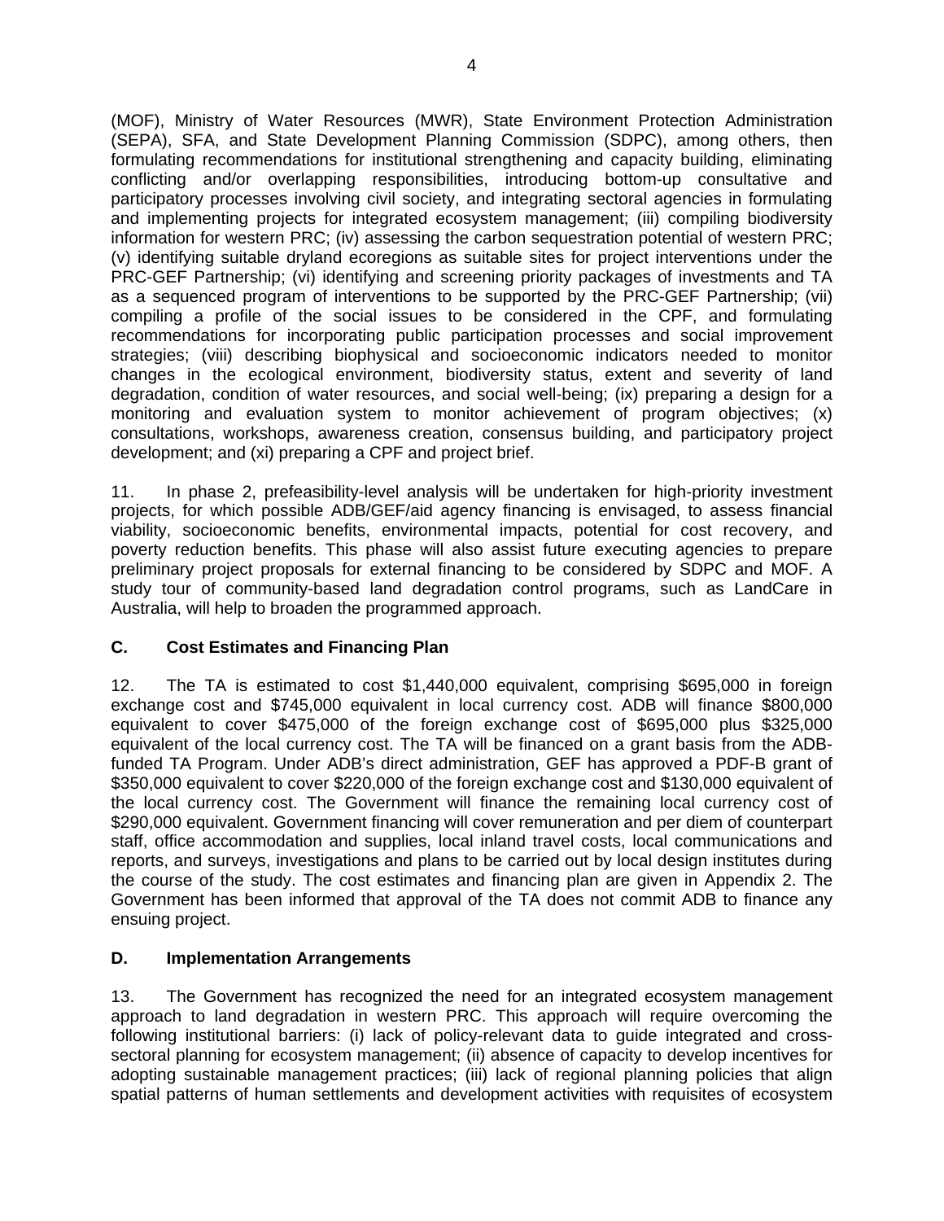(MOF), Ministry of Water Resources (MWR), State Environment Protection Administration (SEPA), SFA, and State Development Planning Commission (SDPC), among others, then formulating recommendations for institutional strengthening and capacity building, eliminating conflicting and/or overlapping responsibilities, introducing bottom-up consultative and participatory processes involving civil society, and integrating sectoral agencies in formulating and implementing projects for integrated ecosystem management; (iii) compiling biodiversity information for western PRC; (iv) assessing the carbon sequestration potential of western PRC; (v) identifying suitable dryland ecoregions as suitable sites for project interventions under the PRC-GEF Partnership; (vi) identifying and screening priority packages of investments and TA as a sequenced program of interventions to be supported by the PRC-GEF Partnership; (vii) compiling a profile of the social issues to be considered in the CPF, and formulating recommendations for incorporating public participation processes and social improvement strategies; (viii) describing biophysical and socioeconomic indicators needed to monitor changes in the ecological environment, biodiversity status, extent and severity of land degradation, condition of water resources, and social well-being; (ix) preparing a design for a monitoring and evaluation system to monitor achievement of program objectives; (x) consultations, workshops, awareness creation, consensus building, and participatory project development; and (xi) preparing a CPF and project brief.

11. In phase 2, prefeasibility-level analysis will be undertaken for high-priority investment projects, for which possible ADB/GEF/aid agency financing is envisaged, to assess financial viability, socioeconomic benefits, environmental impacts, potential for cost recovery, and poverty reduction benefits. This phase will also assist future executing agencies to prepare preliminary project proposals for external financing to be considered by SDPC and MOF. A study tour of community-based land degradation control programs, such as LandCare in Australia, will help to broaden the programmed approach.

### C. Cost Estimates and Financing Plan

12. The TA is estimated to cost $1,440,000 equivalent, comprising $695,000 in foreign exchange cost and $745,000 equivalent in local currency cost. ADB will finance $800,000 equivalent to cover $475,000 of the foreign exchange cost of $695,000 plus $325,000 equivalent of the local currency cost. The TA will be financed on a grant basis from the ADB-funded TA Program. Under ADB's direct administration, GEF has approved a PDF-B grant of $350,000 equivalent to cover $220,000 of the foreign exchange cost and $130,000 equivalent of the local currency cost. The Government will finance the remaining local currency cost of $290,000 equivalent. Government financing will cover remuneration and per diem of counterpart staff, office accommodation and supplies, local inland travel costs, local communications and reports, and surveys, investigations and plans to be carried out by local design institutes during the course of the study. The cost estimates and financing plan are given in Appendix 2. The Government has been informed that approval of the TA does not commit ADB to finance any ensuing project.

### D. Implementation Arrangements

13. The Government has recognized the need for an integrated ecosystem management approach to land degradation in western PRC. This approach will require overcoming the following institutional barriers: (i) lack of policy-relevant data to guide integrated and cross-sectoral planning for ecosystem management; (ii) absence of capacity to develop incentives for adopting sustainable management practices; (iii) lack of regional planning policies that align spatial patterns of human settlements and development activities with requisites of ecosystem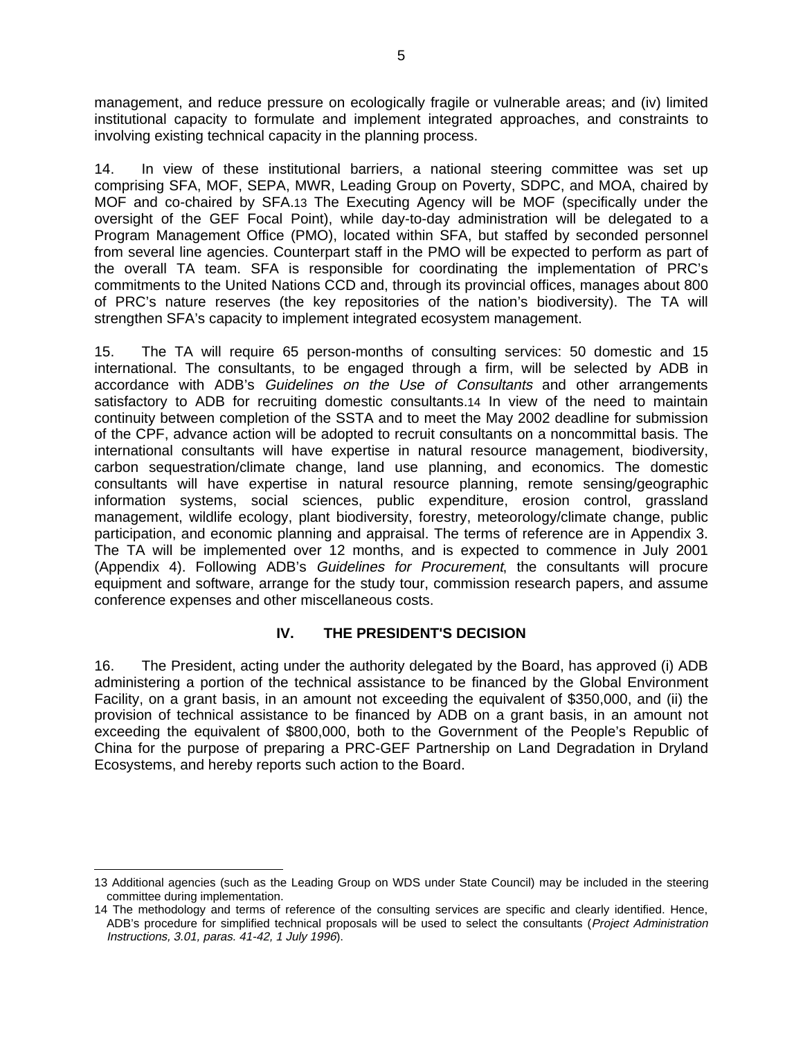management, and reduce pressure on ecologically fragile or vulnerable areas; and (iv) limited institutional capacity to formulate and implement integrated approaches, and constraints to involving existing technical capacity in the planning process.

14. In view of these institutional barriers, a national steering committee was set up comprising SFA, MOF, SEPA, MWR, Leading Group on Poverty, SDPC, and MOA, chaired by MOF and co-chaired by SFA.[13] The Executing Agency will be MOF (specifically under the oversight of the GEF Focal Point), while day-to-day administration will be delegated to a Program Management Office (PMO), located within SFA, but staffed by seconded personnel from several line agencies. Counterpart staff in the PMO will be expected to perform as part of the overall TA team. SFA is responsible for coordinating the implementation of PRC's commitments to the United Nations CCD and, through its provincial offices, manages about 800 of PRC's nature reserves (the key repositories of the nation's biodiversity). The TA will strengthen SFA's capacity to implement integrated ecosystem management.

15. The TA will require 65 person-months of consulting services: 50 domestic and 15 international. The consultants, to be engaged through a firm, will be selected by ADB in accordance with ADB's *Guidelines on the Use of Consultants* and other arrangements satisfactory to ADB for recruiting domestic consultants.[14] In view of the need to maintain continuity between completion of the SSTA and to meet the May 2002 deadline for submission of the CPF, advance action will be adopted to recruit consultants on a noncommittal basis. The international consultants will have expertise in natural resource management, biodiversity, carbon sequestration/climate change, land use planning, and economics. The domestic consultants will have expertise in natural resource planning, remote sensing/geographic information systems, social sciences, public expenditure, erosion control, grassland management, wildlife ecology, plant biodiversity, forestry, meteorology/climate change, public participation, and economic planning and appraisal. The terms of reference are in Appendix 3. The TA will be implemented over 12 months, and is expected to commence in July 2001 (Appendix 4). Following ADB's *Guidelines for Procurement*, the consultants will procure equipment and software, arrange for the study tour, commission research papers, and assume conference expenses and other miscellaneous costs.

## IV. THE PRESIDENT'S DECISION

16. The President, acting under the authority delegated by the Board, has approved (i) ADB administering a portion of the technical assistance to be financed by the Global Environment Facility, on a grant basis, in an amount not exceeding the equivalent of $350,000, and (ii) the provision of technical assistance to be financed by ADB on a grant basis, in an amount not exceeding the equivalent of $800,000, both to the Government of the People's Republic of China for the purpose of preparing a PRC-GEF Partnership on Land Degradation in Dryland Ecosystems, and hereby reports such action to the Board.

---

13 Additional agencies (such as the Leading Group on WDS under State Council) may be included in the steering committee during implementation.

14 The methodology and terms of reference of the consulting services are specific and clearly identified. Hence, ADB's procedure for simplified technical proposals will be used to select the consultants (*Project Administration Instructions, 3.01, paras. 41-42, 1 July 1996*).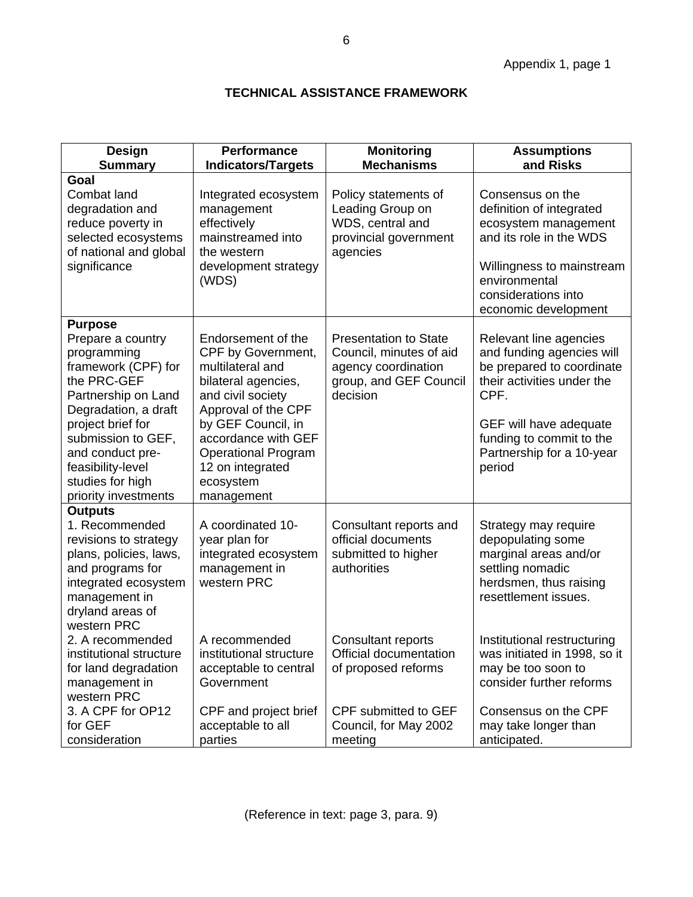Appendix 1, page 1

## TECHNICAL ASSISTANCE FRAMEWORK

| Design Summary | Performance Indicators/Targets | Monitoring Mechanisms | Assumptions and Risks |
|---|---|---|---|
| **Goal**<br>Combat land degradation and reduce poverty in selected ecosystems of national and global significance | Integrated ecosystem management effectively mainstreamed into the western development strategy (WDS) | Policy statements of Leading Group on WDS, central and provincial government agencies | Consensus on the definition of integrated ecosystem management and its role in the WDS<br><br>Willingness to mainstream environmental considerations into economic development |
| **Purpose**<br>Prepare a country programming framework (CPF) for the PRC-GEF Partnership on Land Degradation, a draft project brief for submission to GEF, and conduct pre-feasibility-level studies for high priority investments | Endorsement of the CPF by Government, multilateral and bilateral agencies, and civil society Approval of the CPF by GEF Council, in accordance with GEF Operational Program 12 on integrated ecosystem management | Presentation to State Council, minutes of aid agency coordination group, and GEF Council decision | Relevant line agencies and funding agencies will be prepared to coordinate their activities under the CPF.<br><br>GEF will have adequate funding to commit to the Partnership for a 10-year period |
| **Outputs**<br>1. Recommended revisions to strategy plans, policies, laws, and programs for integrated ecosystem management in dryland areas of western PRC | A coordinated 10-year plan for integrated ecosystem management in western PRC | Consultant reports and official documents submitted to higher authorities | Strategy may require depopulating some marginal areas and/or settling nomadic herdsmen, thus raising resettlement issues. |
| 2. A recommended institutional structure for land degradation management in western PRC | A recommended institutional structure acceptable to central Government | Consultant reports Official documentation of proposed reforms | Institutional restructuring was initiated in 1998, so it may be too soon to consider further reforms |
| 3. A CPF for OP12 for GEF consideration | CPF and project brief acceptable to all parties | CPF submitted to GEF Council, for May 2002 meeting | Consensus on the CPF may take longer than anticipated. |

(Reference in text: page 3, para. 9)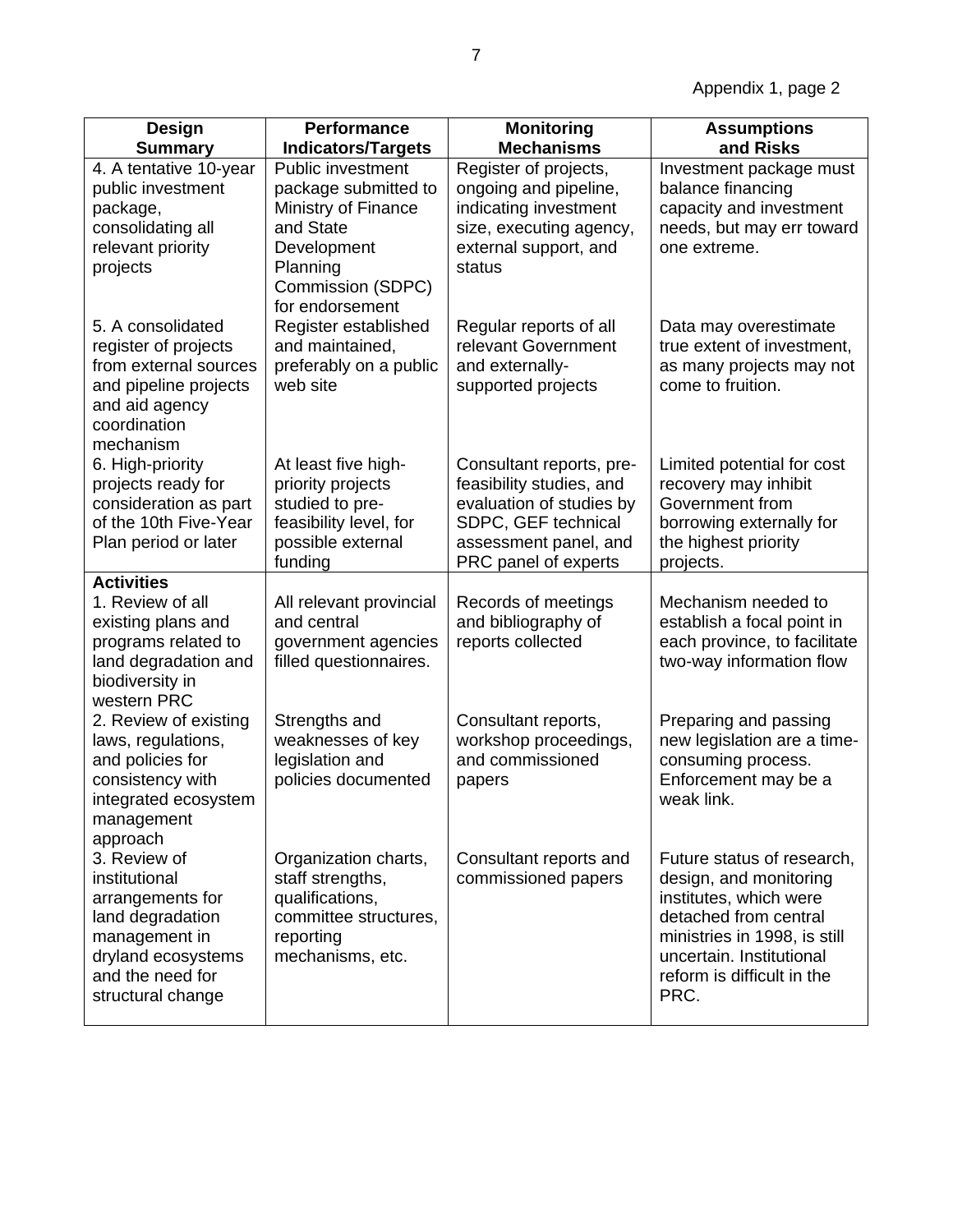Appendix 1, page 2

| Design Summary | Performance Indicators/Targets | Monitoring Mechanisms | Assumptions and Risks |
|---|---|---|---|
| 4. A tentative 10-year public investment package, consolidating all relevant priority projects | Public investment package submitted to Ministry of Finance and State Development Planning Commission (SDPC) for endorsement | Register of projects, ongoing and pipeline, indicating investment size, executing agency, external support, and status | Investment package must balance financing capacity and investment needs, but may err toward one extreme. |
| 5. A consolidated register of projects from external sources and pipeline projects and aid agency coordination mechanism | Register established and maintained, preferably on a public web site | Regular reports of all relevant Government and externally-supported projects | Data may overestimate true extent of investment, as many projects may not come to fruition. |
| 6. High-priority projects ready for consideration as part of the 10th Five-Year Plan period or later | At least five high-priority projects studied to pre-feasibility level, for possible external funding | Consultant reports, pre-feasibility studies, and evaluation of studies by SDPC, GEF technical assessment panel, and PRC panel of experts | Limited potential for cost recovery may inhibit Government from borrowing externally for the highest priority projects. |
| **Activities** | | | |
| 1. Review of all existing plans and programs related to land degradation and biodiversity in western PRC | All relevant provincial and central government agencies filled questionnaires. | Records of meetings and bibliography of reports collected | Mechanism needed to establish a focal point in each province, to facilitate two-way information flow |
| 2. Review of existing laws, regulations, and policies for consistency with integrated ecosystem management approach | Strengths and weaknesses of key legislation and policies documented | Consultant reports, workshop proceedings, and commissioned papers | Preparing and passing new legislation are a time-consuming process. Enforcement may be a weak link. |
| 3. Review of institutional arrangements for land degradation management in dryland ecosystems and the need for structural change | Organization charts, staff strengths, qualifications, committee structures, reporting mechanisms, etc. | Consultant reports and commissioned papers | Future status of research, design, and monitoring institutes, which were detached from central ministries in 1998, is still uncertain. Institutional reform is difficult in the PRC. |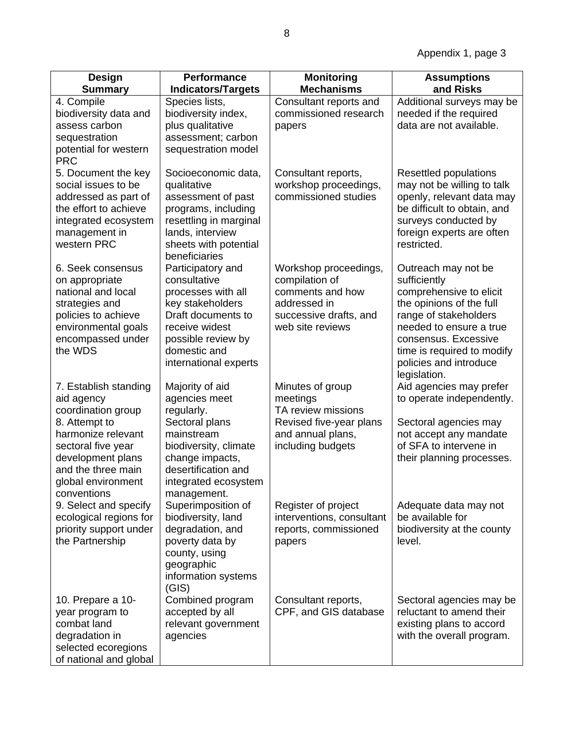Appendix 1, page 3

| Design Summary | Performance Indicators/Targets | Monitoring Mechanisms | Assumptions and Risks |
|---|---|---|---|
| 4. Compile biodiversity data and assess carbon sequestration potential for western PRC | Species lists, biodiversity index, plus qualitative assessment; carbon sequestration model | Consultant reports and commissioned research papers | Additional surveys may be needed if the required data are not available. |
| 5. Document the key social issues to be addressed as part of the effort to achieve integrated ecosystem management in western PRC | Socioeconomic data, qualitative assessment of past programs, including resettling in marginal lands, interview sheets with potential beneficiaries | Consultant reports, workshop proceedings, commissioned studies | Resettled populations may not be willing to talk openly, relevant data may be difficult to obtain, and surveys conducted by foreign experts are often restricted. |
| 6. Seek consensus on appropriate national and local strategies and policies to achieve environmental goals encompassed under the WDS | Participatory and consultative processes with all key stakeholders Draft documents to receive widest possible review by domestic and international experts | Workshop proceedings, compilation of comments and how addressed in successive drafts, and web site reviews | Outreach may not be sufficiently comprehensive to elicit the opinions of the full range of stakeholders needed to ensure a true consensus. Excessive time is required to modify policies and introduce legislation. |
| 7. Establish standing aid agency coordination group | Majority of aid agencies meet regularly. | Minutes of group meetings TA review missions | Aid agencies may prefer to operate independently. |
| 8. Attempt to harmonize relevant sectoral five year development plans and the three main global environment conventions | Sectoral plans mainstream biodiversity, climate change impacts, desertification and integrated ecosystem management. | Revised five-year plans and annual plans, including budgets | Sectoral agencies may not accept any mandate of SFA to intervene in their planning processes. |
| 9. Select and specify ecological regions for priority support under the Partnership | Superimposition of biodiversity, land degradation, and poverty data by county, using geographic information systems (GIS) | Register of project interventions, consultant reports, commissioned papers | Adequate data may not be available for biodiversity at the county level. |
| 10. Prepare a 10-year program to combat land degradation in selected ecoregions of national and global | Combined program accepted by all relevant government agencies | Consultant reports, CPF, and GIS database | Sectoral agencies may be reluctant to amend their existing plans to accord with the overall program. |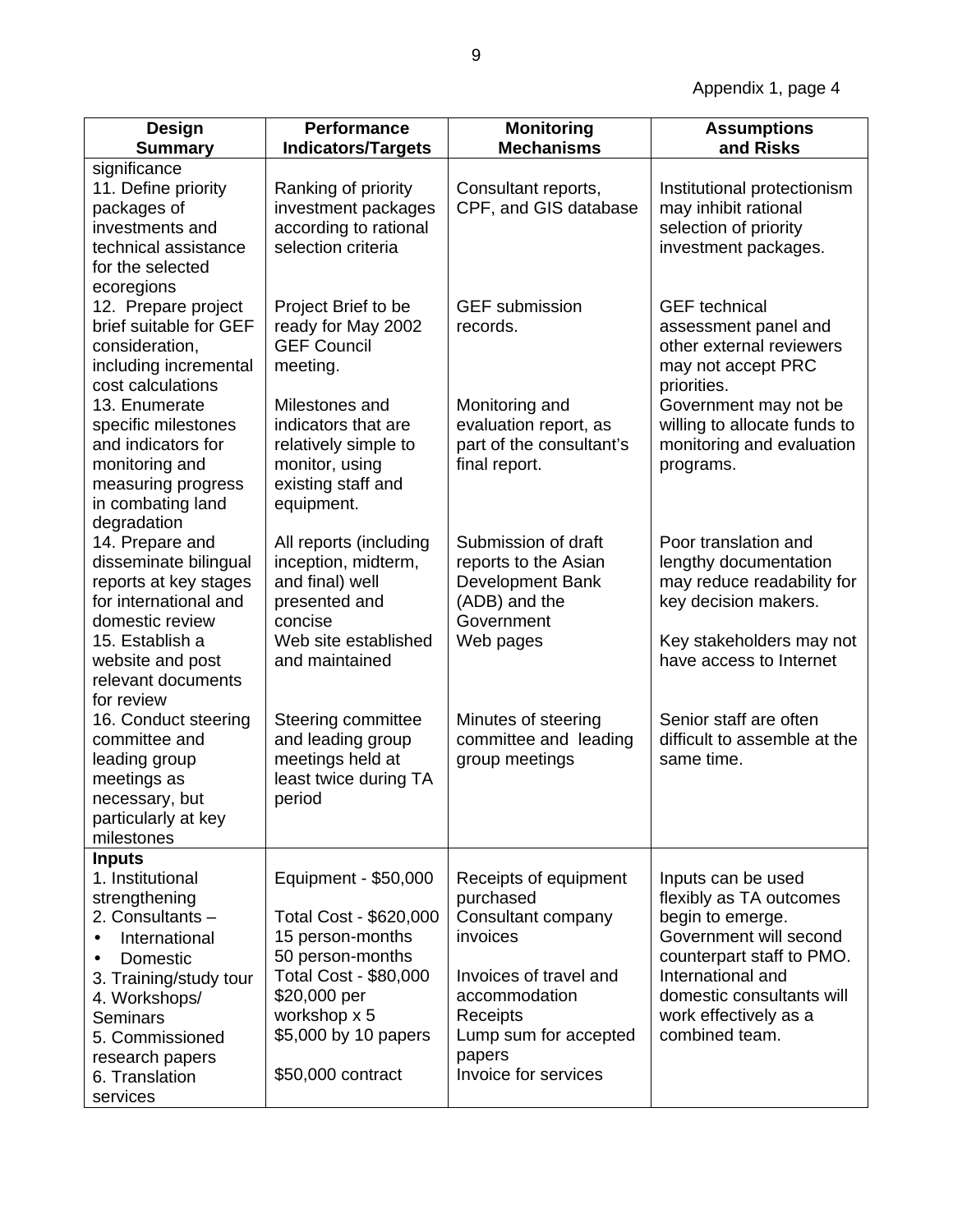Appendix 1, page 4

| Design Summary | Performance Indicators/Targets | Monitoring Mechanisms | Assumptions and Risks |
|---|---|---|---|
| significance | | | |
| 11. Define priority packages of investments and technical assistance for the selected ecoregions | Ranking of priority investment packages according to rational selection criteria | Consultant reports, CPF, and GIS database | Institutional protectionism may inhibit rational selection of priority investment packages. |
| 12. Prepare project brief suitable for GEF consideration, including incremental cost calculations | Project Brief to be ready for May 2002 GEF Council meeting. | GEF submission records. | GEF technical assessment panel and other external reviewers may not accept PRC priorities. |
| 13. Enumerate specific milestones and indicators for monitoring and measuring progress in combating land degradation | Milestones and indicators that are relatively simple to monitor, using existing staff and equipment. | Monitoring and evaluation report, as part of the consultant's final report. | Government may not be willing to allocate funds to monitoring and evaluation programs. |
| 14. Prepare and disseminate bilingual reports at key stages for international and domestic review | All reports (including inception, midterm, and final) well presented and concise | Submission of draft reports to the Asian Development Bank (ADB) and the Government | Poor translation and lengthy documentation may reduce readability for key decision makers. |
| 15. Establish a website and post relevant documents for review | Web site established and maintained | Web pages | Key stakeholders may not have access to Internet |
| 16. Conduct steering committee and leading group meetings as necessary, but particularly at key milestones | Steering committee and leading group meetings held at least twice during TA period | Minutes of steering committee and leading group meetings | Senior staff are often difficult to assemble at the same time. |
| **Inputs**<br>1. Institutional strengthening<br>2. Consultants –<br>• International<br>• Domestic<br>3. Training/study tour<br>4. Workshops/ Seminars<br>5. Commissioned research papers<br>6. Translation services | Equipment - $50,000<br><br>Total Cost - $620,000<br>15 person-months<br>50 person-months<br>Total Cost - $80,000<br>$20,000 per workshop x 5<br>$5,000 by 10 papers<br><br>$50,000 contract | Receipts of equipment purchased<br>Consultant company invoices<br><br>Invoices of travel and accommodation<br>Receipts<br>Lump sum for accepted papers<br>Invoice for services | Inputs can be used flexibly as TA outcomes begin to emerge.<br>Government will second counterpart staff to PMO.<br>International and domestic consultants will work effectively as a combined team. |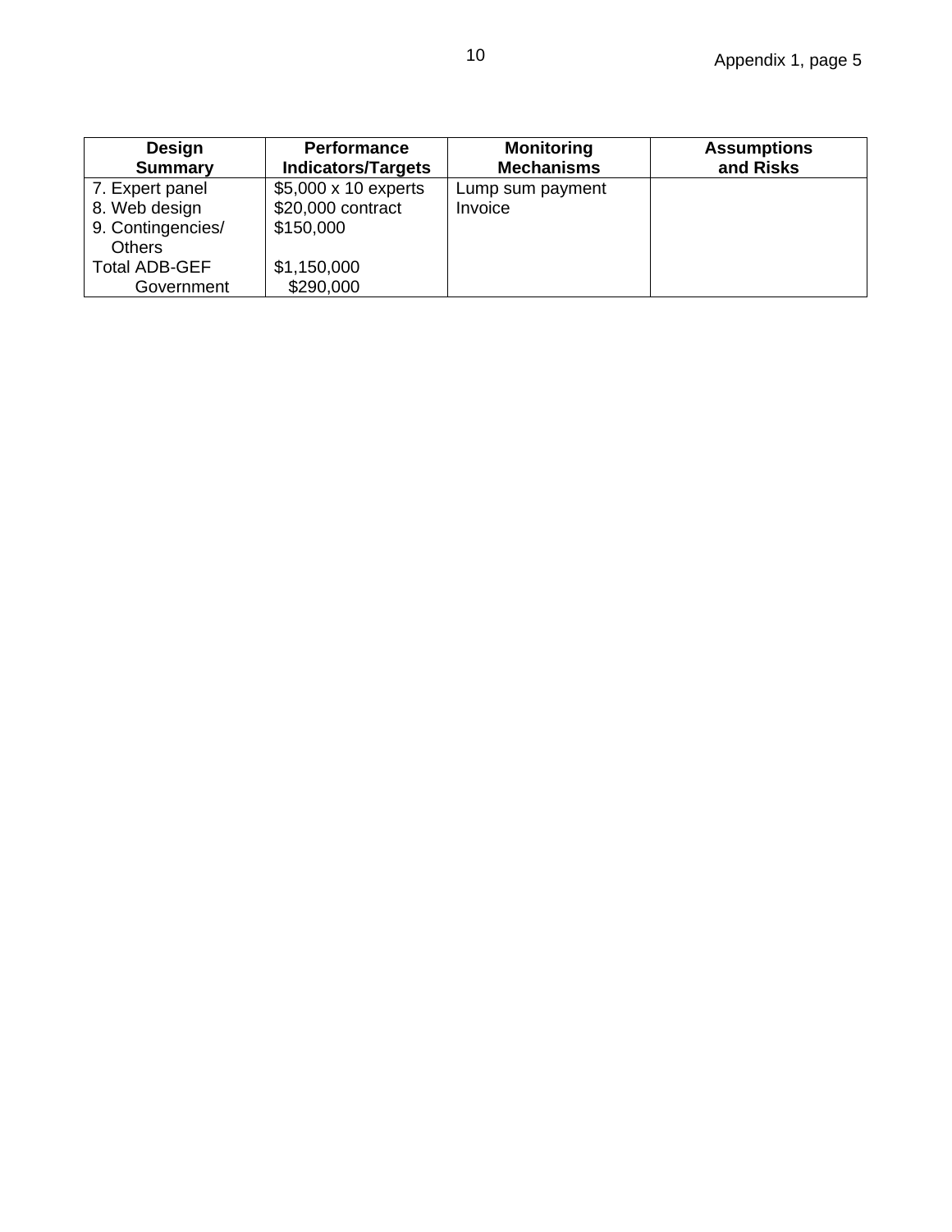| Design Summary | Performance Indicators/Targets | Monitoring Mechanisms | Assumptions and Risks |
|---|---|---|---|
| 7. Expert panel | $5,000 x 10 experts | Lump sum payment | |
| 8. Web design | $20,000 contract | Invoice | |
| 9. Contingencies/ Others | $150,000 | | |
| Total ADB-GEF | $1,150,000 | | |
| Government | $290,000 | | |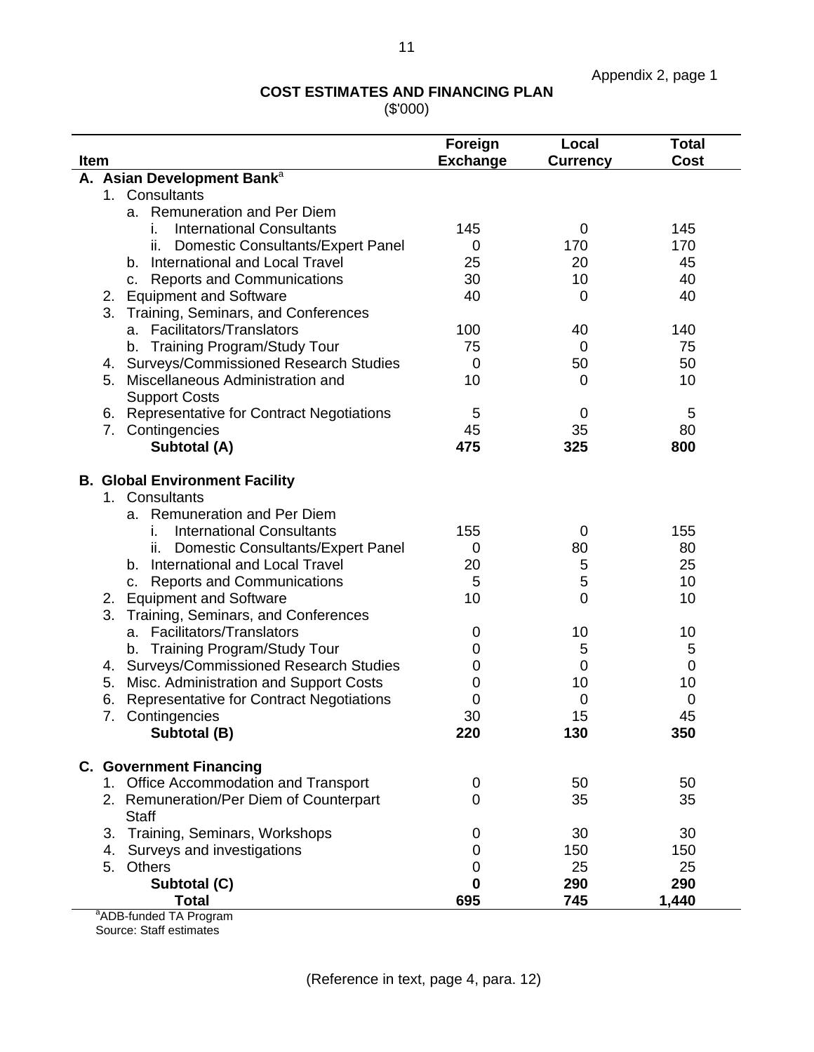Appendix 2, page 1

## COST ESTIMATES AND FINANCING PLAN

($'000)

| Item | Foreign Exchange | Local Currency | Total Cost |
|---|---|---|---|
| **A. Asian Development Bank**[a] | | | |
| 1. Consultants | | | |
| a. Remuneration and Per Diem | | | |
| i. International Consultants | 145 | 0 | 145 |
| ii. Domestic Consultants/Expert Panel | 0 | 170 | 170 |
| b. International and Local Travel | 25 | 20 | 45 |
| c. Reports and Communications | 30 | 10 | 40 |
| 2. Equipment and Software | 40 | 0 | 40 |
| 3. Training, Seminars, and Conferences | | | |
| a. Facilitators/Translators | 100 | 40 | 140 |
| b. Training Program/Study Tour | 75 | 0 | 75 |
| 4. Surveys/Commissioned Research Studies | 0 | 50 | 50 |
| 5. Miscellaneous Administration and Support Costs | 10 | 0 | 10 |
| 6. Representative for Contract Negotiations | 5 | 0 | 5 |
| 7. Contingencies | 45 | 35 | 80 |
| **Subtotal (A)** | **475** | **325** | **800** |
| | | | |
| **B. Global Environment Facility** | | | |
| 1. Consultants | | | |
| a. Remuneration and Per Diem | | | |
| i. International Consultants | 155 | 0 | 155 |
| ii. Domestic Consultants/Expert Panel | 0 | 80 | 80 |
| b. International and Local Travel | 20 | 5 | 25 |
| c. Reports and Communications | 5 | 5 | 10 |
| 2. Equipment and Software | 10 | 0 | 10 |
| 3. Training, Seminars, and Conferences | | | |
| a. Facilitators/Translators | 0 | 10 | 10 |
| b. Training Program/Study Tour | 0 | 5 | 5 |
| 4. Surveys/Commissioned Research Studies | 0 | 0 | 0 |
| 5. Misc. Administration and Support Costs | 0 | 10 | 10 |
| 6. Representative for Contract Negotiations | 0 | 0 | 0 |
| 7. Contingencies | 30 | 15 | 45 |
| **Subtotal (B)** | **220** | **130** | **350** |
| | | | |
| **C. Government Financing** | | | |
| 1. Office Accommodation and Transport | 0 | 50 | 50 |
| 2. Remuneration/Per Diem of Counterpart Staff | 0 | 35 | 35 |
| 3. Training, Seminars, Workshops | 0 | 30 | 30 |
| 4. Surveys and investigations | 0 | 150 | 150 |
| 5. Others | 0 | 25 | 25 |
| **Subtotal (C)** | **0** | **290** | **290** |
| **Total** | **695** | **745** | **1,440** |

[a]ADB-funded TA Program

Source: Staff estimates

(Reference in text, page 4, para. 12)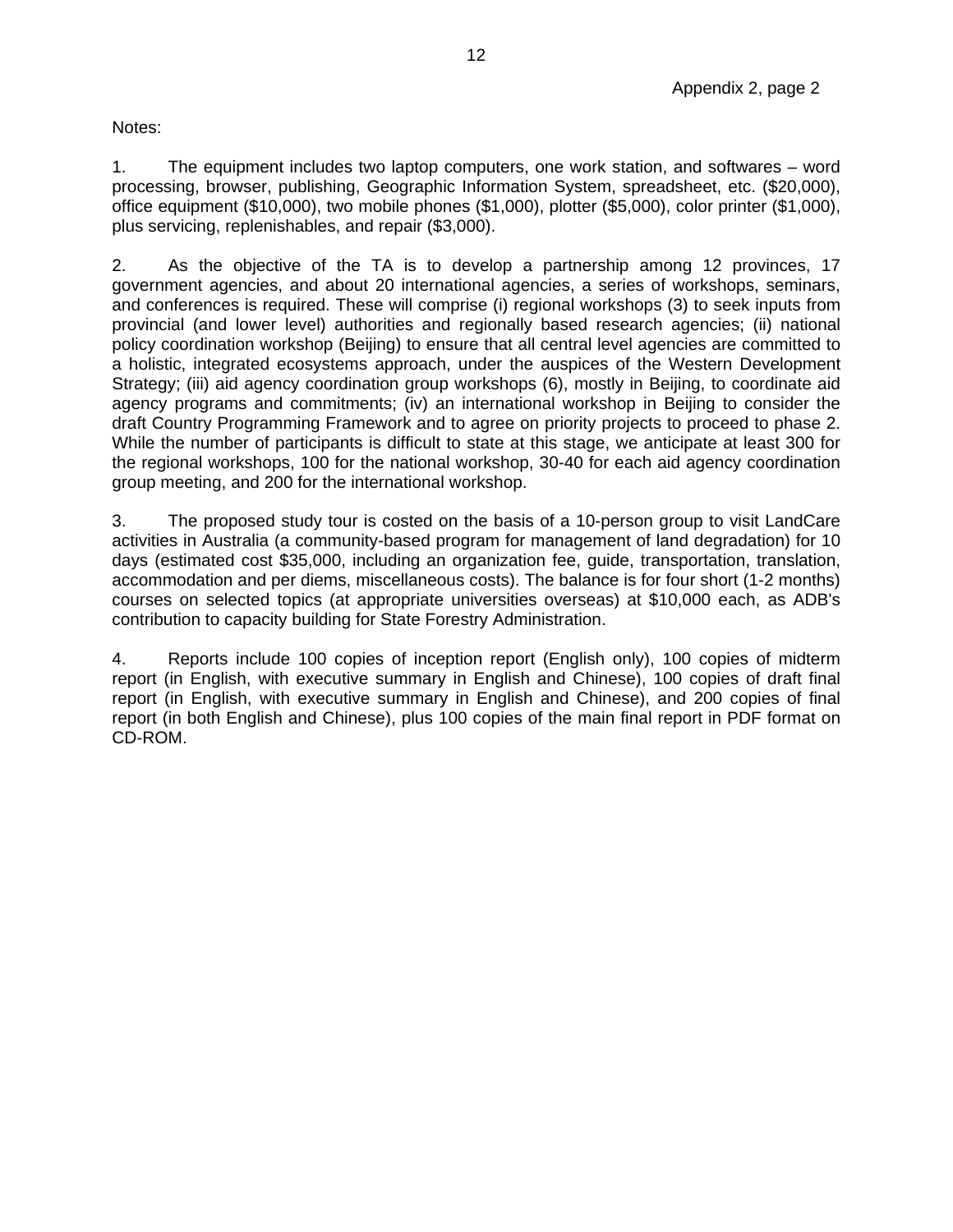Appendix 2, page 2

Notes:

1. The equipment includes two laptop computers, one work station, and softwares – word processing, browser, publishing, Geographic Information System, spreadsheet, etc. ($20,000), office equipment ($10,000), two mobile phones ($1,000), plotter ($5,000), color printer ($1,000), plus servicing, replenishables, and repair ($3,000).

2. As the objective of the TA is to develop a partnership among 12 provinces, 17 government agencies, and about 20 international agencies, a series of workshops, seminars, and conferences is required. These will comprise (i) regional workshops (3) to seek inputs from provincial (and lower level) authorities and regionally based research agencies; (ii) national policy coordination workshop (Beijing) to ensure that all central level agencies are committed to a holistic, integrated ecosystems approach, under the auspices of the Western Development Strategy; (iii) aid agency coordination group workshops (6), mostly in Beijing, to coordinate aid agency programs and commitments; (iv) an international workshop in Beijing to consider the draft Country Programming Framework and to agree on priority projects to proceed to phase 2. While the number of participants is difficult to state at this stage, we anticipate at least 300 for the regional workshops, 100 for the national workshop, 30-40 for each aid agency coordination group meeting, and 200 for the international workshop.

3. The proposed study tour is costed on the basis of a 10-person group to visit LandCare activities in Australia (a community-based program for management of land degradation) for 10 days (estimated cost $35,000, including an organization fee, guide, transportation, translation, accommodation and per diems, miscellaneous costs). The balance is for four short (1-2 months) courses on selected topics (at appropriate universities overseas) at $10,000 each, as ADB's contribution to capacity building for State Forestry Administration.

4. Reports include 100 copies of inception report (English only), 100 copies of midterm report (in English, with executive summary in English and Chinese), 100 copies of draft final report (in English, with executive summary in English and Chinese), and 200 copies of final report (in both English and Chinese), plus 100 copies of the main final report in PDF format on CD-ROM.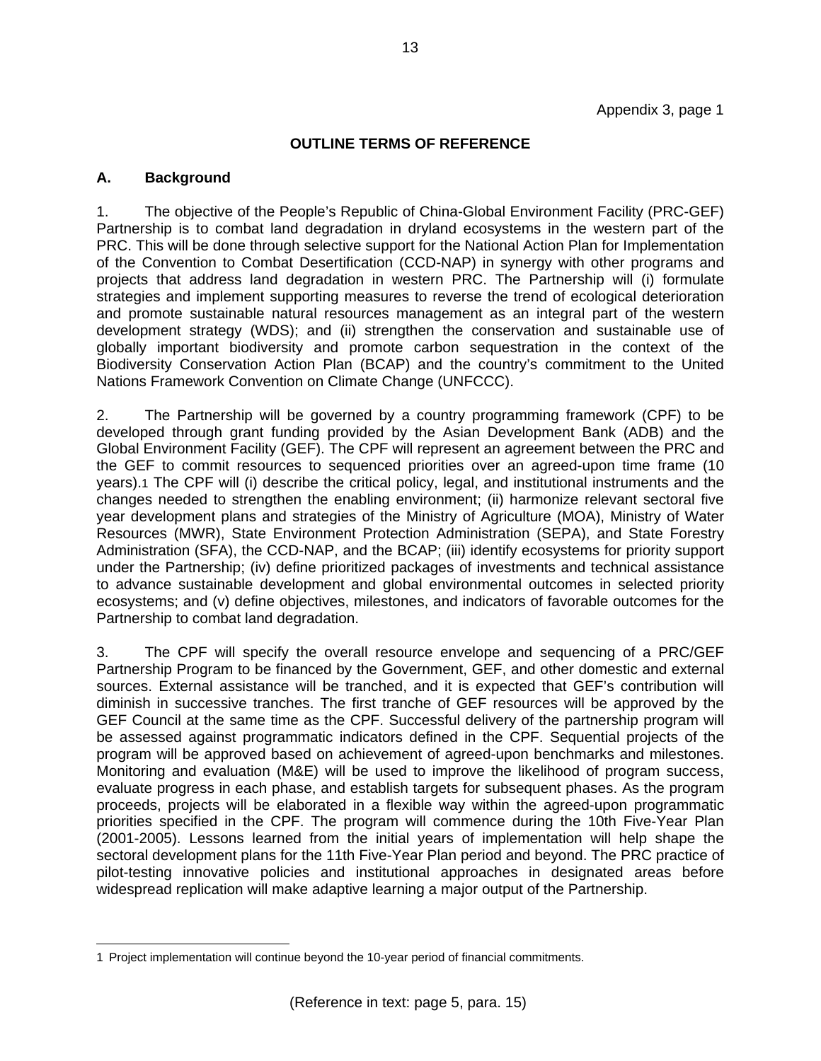Appendix 3, page 1

# OUTLINE TERMS OF REFERENCE

## A. Background

1. The objective of the People's Republic of China-Global Environment Facility (PRC-GEF) Partnership is to combat land degradation in dryland ecosystems in the western part of the PRC. This will be done through selective support for the National Action Plan for Implementation of the Convention to Combat Desertification (CCD-NAP) in synergy with other programs and projects that address land degradation in western PRC. The Partnership will (i) formulate strategies and implement supporting measures to reverse the trend of ecological deterioration and promote sustainable natural resources management as an integral part of the western development strategy (WDS); and (ii) strengthen the conservation and sustainable use of globally important biodiversity and promote carbon sequestration in the context of the Biodiversity Conservation Action Plan (BCAP) and the country's commitment to the United Nations Framework Convention on Climate Change (UNFCCC).

2. The Partnership will be governed by a country programming framework (CPF) to be developed through grant funding provided by the Asian Development Bank (ADB) and the Global Environment Facility (GEF). The CPF will represent an agreement between the PRC and the GEF to commit resources to sequenced priorities over an agreed-upon time frame (10 years).[1] The CPF will (i) describe the critical policy, legal, and institutional instruments and the changes needed to strengthen the enabling environment; (ii) harmonize relevant sectoral five year development plans and strategies of the Ministry of Agriculture (MOA), Ministry of Water Resources (MWR), State Environment Protection Administration (SEPA), and State Forestry Administration (SFA), the CCD-NAP, and the BCAP; (iii) identify ecosystems for priority support under the Partnership; (iv) define prioritized packages of investments and technical assistance to advance sustainable development and global environmental outcomes in selected priority ecosystems; and (v) define objectives, milestones, and indicators of favorable outcomes for the Partnership to combat land degradation.

3. The CPF will specify the overall resource envelope and sequencing of a PRC/GEF Partnership Program to be financed by the Government, GEF, and other domestic and external sources. External assistance will be tranched, and it is expected that GEF's contribution will diminish in successive tranches. The first tranche of GEF resources will be approved by the GEF Council at the same time as the CPF. Successful delivery of the partnership program will be assessed against programmatic indicators defined in the CPF. Sequential projects of the program will be approved based on achievement of agreed-upon benchmarks and milestones. Monitoring and evaluation (M&E) will be used to improve the likelihood of program success, evaluate progress in each phase, and establish targets for subsequent phases. As the program proceeds, projects will be elaborated in a flexible way within the agreed-upon programmatic priorities specified in the CPF. The program will commence during the 10th Five-Year Plan (2001-2005). Lessons learned from the initial years of implementation will help shape the sectoral development plans for the 11th Five-Year Plan period and beyond. The PRC practice of pilot-testing innovative policies and institutional approaches in designated areas before widespread replication will make adaptive learning a major output of the Partnership.

---

[1] Project implementation will continue beyond the 10-year period of financial commitments.

(Reference in text: page 5, para. 15)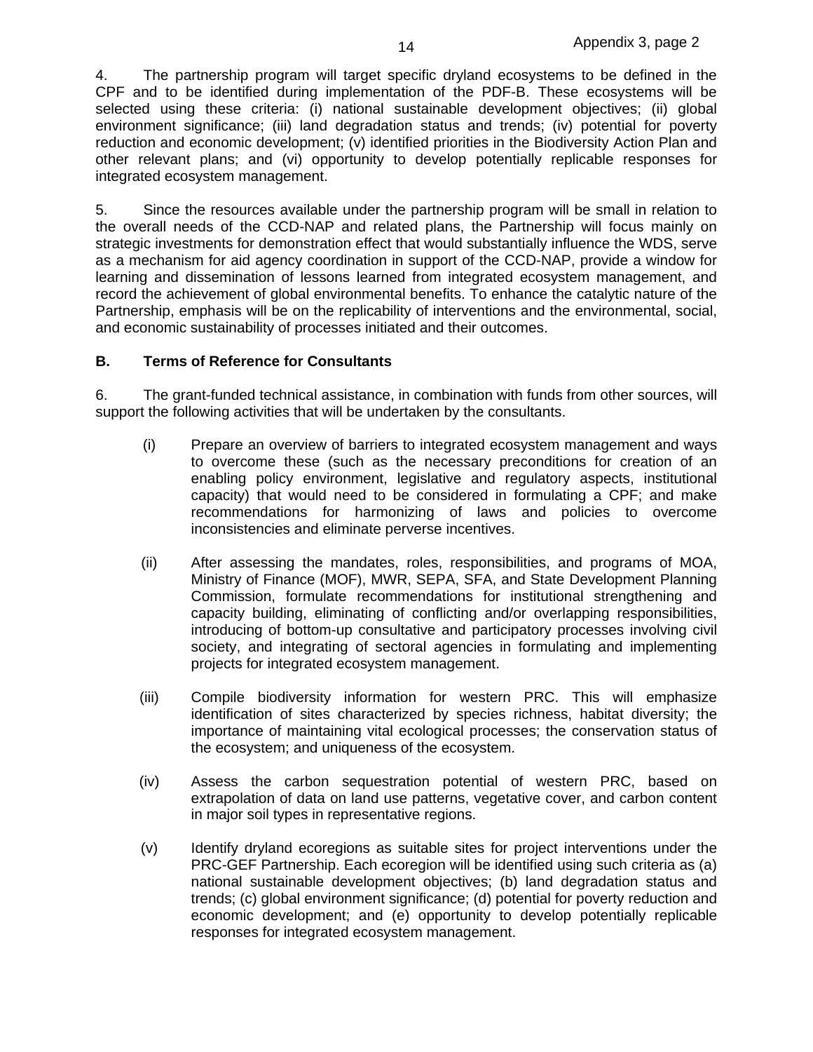4. The partnership program will target specific dryland ecosystems to be defined in the CPF and to be identified during implementation of the PDF-B. These ecosystems will be selected using these criteria: (i) national sustainable development objectives; (ii) global environment significance; (iii) land degradation status and trends; (iv) potential for poverty reduction and economic development; (v) identified priorities in the Biodiversity Action Plan and other relevant plans; and (vi) opportunity to develop potentially replicable responses for integrated ecosystem management.

5. Since the resources available under the partnership program will be small in relation to the overall needs of the CCD-NAP and related plans, the Partnership will focus mainly on strategic investments for demonstration effect that would substantially influence the WDS, serve as a mechanism for aid agency coordination in support of the CCD-NAP, provide a window for learning and dissemination of lessons learned from integrated ecosystem management, and record the achievement of global environmental benefits. To enhance the catalytic nature of the Partnership, emphasis will be on the replicability of interventions and the environmental, social, and economic sustainability of processes initiated and their outcomes.

### B. Terms of Reference for Consultants

6. The grant-funded technical assistance, in combination with funds from other sources, will support the following activities that will be undertaken by the consultants.

(i) Prepare an overview of barriers to integrated ecosystem management and ways to overcome these (such as the necessary preconditions for creation of an enabling policy environment, legislative and regulatory aspects, institutional capacity) that would need to be considered in formulating a CPF; and make recommendations for harmonizing of laws and policies to overcome inconsistencies and eliminate perverse incentives.

(ii) After assessing the mandates, roles, responsibilities, and programs of MOA, Ministry of Finance (MOF), MWR, SEPA, SFA, and State Development Planning Commission, formulate recommendations for institutional strengthening and capacity building, eliminating of conflicting and/or overlapping responsibilities, introducing of bottom-up consultative and participatory processes involving civil society, and integrating of sectoral agencies in formulating and implementing projects for integrated ecosystem management.

(iii) Compile biodiversity information for western PRC. This will emphasize identification of sites characterized by species richness, habitat diversity; the importance of maintaining vital ecological processes; the conservation status of the ecosystem; and uniqueness of the ecosystem.

(iv) Assess the carbon sequestration potential of western PRC, based on extrapolation of data on land use patterns, vegetative cover, and carbon content in major soil types in representative regions.

(v) Identify dryland ecoregions as suitable sites for project interventions under the PRC-GEF Partnership. Each ecoregion will be identified using such criteria as (a) national sustainable development objectives; (b) land degradation status and trends; (c) global environment significance; (d) potential for poverty reduction and economic development; and (e) opportunity to develop potentially replicable responses for integrated ecosystem management.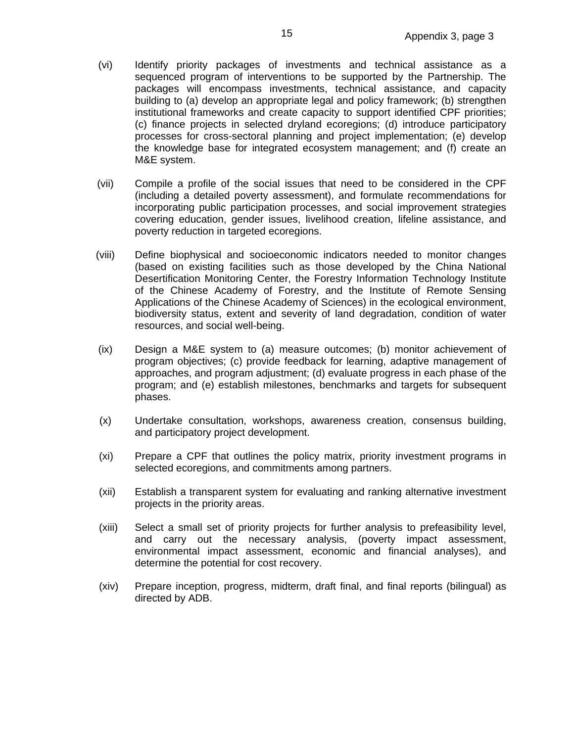(vi) Identify priority packages of investments and technical assistance as a sequenced program of interventions to be supported by the Partnership. The packages will encompass investments, technical assistance, and capacity building to (a) develop an appropriate legal and policy framework; (b) strengthen institutional frameworks and create capacity to support identified CPF priorities; (c) finance projects in selected dryland ecoregions; (d) introduce participatory processes for cross-sectoral planning and project implementation; (e) develop the knowledge base for integrated ecosystem management; and (f) create an M&E system.

(vii) Compile a profile of the social issues that need to be considered in the CPF (including a detailed poverty assessment), and formulate recommendations for incorporating public participation processes, and social improvement strategies covering education, gender issues, livelihood creation, lifeline assistance, and poverty reduction in targeted ecoregions.

(viii) Define biophysical and socioeconomic indicators needed to monitor changes (based on existing facilities such as those developed by the China National Desertification Monitoring Center, the Forestry Information Technology Institute of the Chinese Academy of Forestry, and the Institute of Remote Sensing Applications of the Chinese Academy of Sciences) in the ecological environment, biodiversity status, extent and severity of land degradation, condition of water resources, and social well-being.

(ix) Design a M&E system to (a) measure outcomes; (b) monitor achievement of program objectives; (c) provide feedback for learning, adaptive management of approaches, and program adjustment; (d) evaluate progress in each phase of the program; and (e) establish milestones, benchmarks and targets for subsequent phases.

(x) Undertake consultation, workshops, awareness creation, consensus building, and participatory project development.

(xi) Prepare a CPF that outlines the policy matrix, priority investment programs in selected ecoregions, and commitments among partners.

(xii) Establish a transparent system for evaluating and ranking alternative investment projects in the priority areas.

(xiii) Select a small set of priority projects for further analysis to prefeasibility level, and carry out the necessary analysis, (poverty impact assessment, environmental impact assessment, economic and financial analyses), and determine the potential for cost recovery.

(xiv) Prepare inception, progress, midterm, draft final, and final reports (bilingual) as directed by ADB.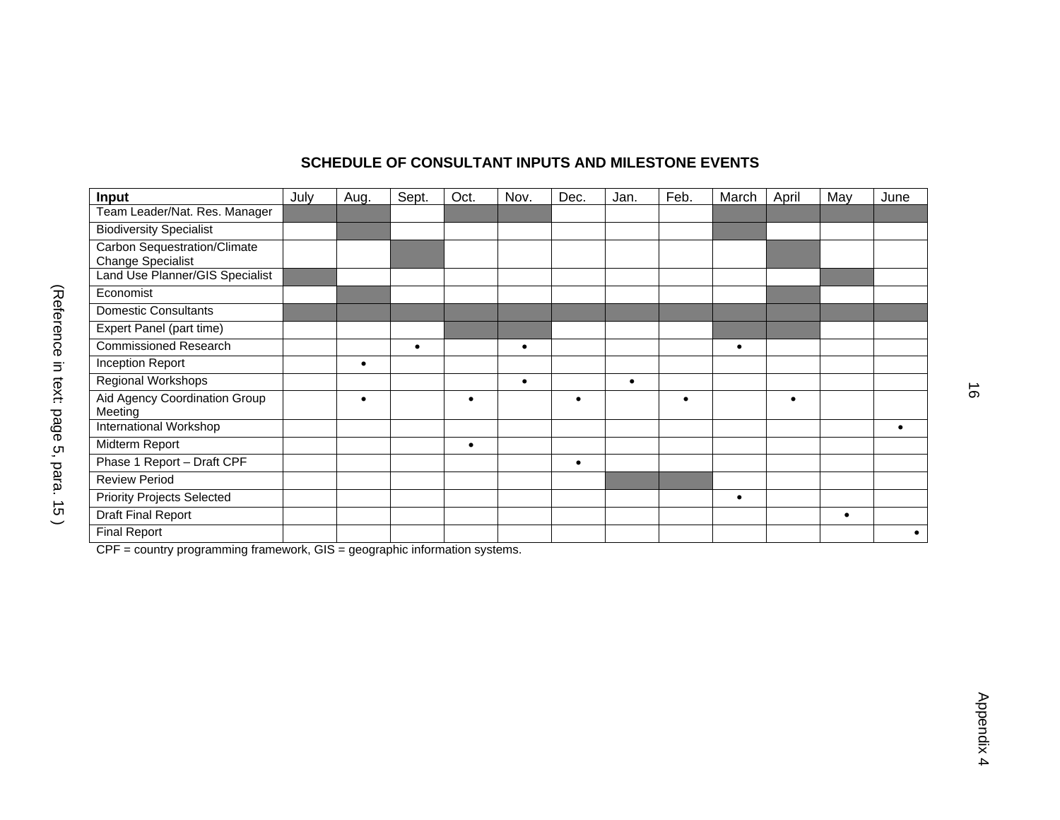Appendix 4

(Reference in text: page 5, para. 15 )

## SCHEDULE OF CONSULTANT INPUTS AND MILESTONE EVENTS

■ = shaded cell in the source chart; • = milestone event.

| Input | July | Aug. | Sept. | Oct. | Nov. | Dec. | Jan. | Feb. | March | April | May | June |
|---|---|---|---|---|---|---|---|---|---|---|---|---|
| Team Leader/Nat. Res. Manager | ■ | ■ | | ■ | ■ | | | | ■ | ■ | ■ | ■ |
| Biodiversity Specialist | | ■ | | | | | | | ■ | | | |
| Carbon Sequestration/Climate Change Specialist | | | ■ | | | | | | | ■ | | |
| Land Use Planner/GIS Specialist | ■ | | | | | | | | | | ■ | |
| Economist | | ■ | | | | | | | | ■ | | |
| Domestic Consultants | ■ | ■ | ■ | ■ | ■ | ■ | ■ | ■ | ■ | ■ | ■ | ■ |
| Expert Panel (part time) | | | | ■ | ■ | | | | ■ | ■ | | |
| Commissioned Research | | | • | | • | | | | • | | | |
| Inception Report | | • | | | | | | | | | | |
| Regional Workshops | | | | | • | | • | | | | | |
| Aid Agency Coordination Group Meeting | | • | | • | | • | | • | | • | | |
| International Workshop | | | | | | | | | | | | • |
| Midterm Report | | | | • | | | | | | | | |
| Phase 1 Report – Draft CPF | | | | | | • | | | | | | |
| Review Period | | | | | | | ■ | ■ | | | | |
| Priority Projects Selected | | | | | | | | | • | | | |
| Draft Final Report | | | | | | | | | | | • | |
| Final Report | | | | | | | | | | | | • |

CPF = country programming framework, GIS = geographic information systems.